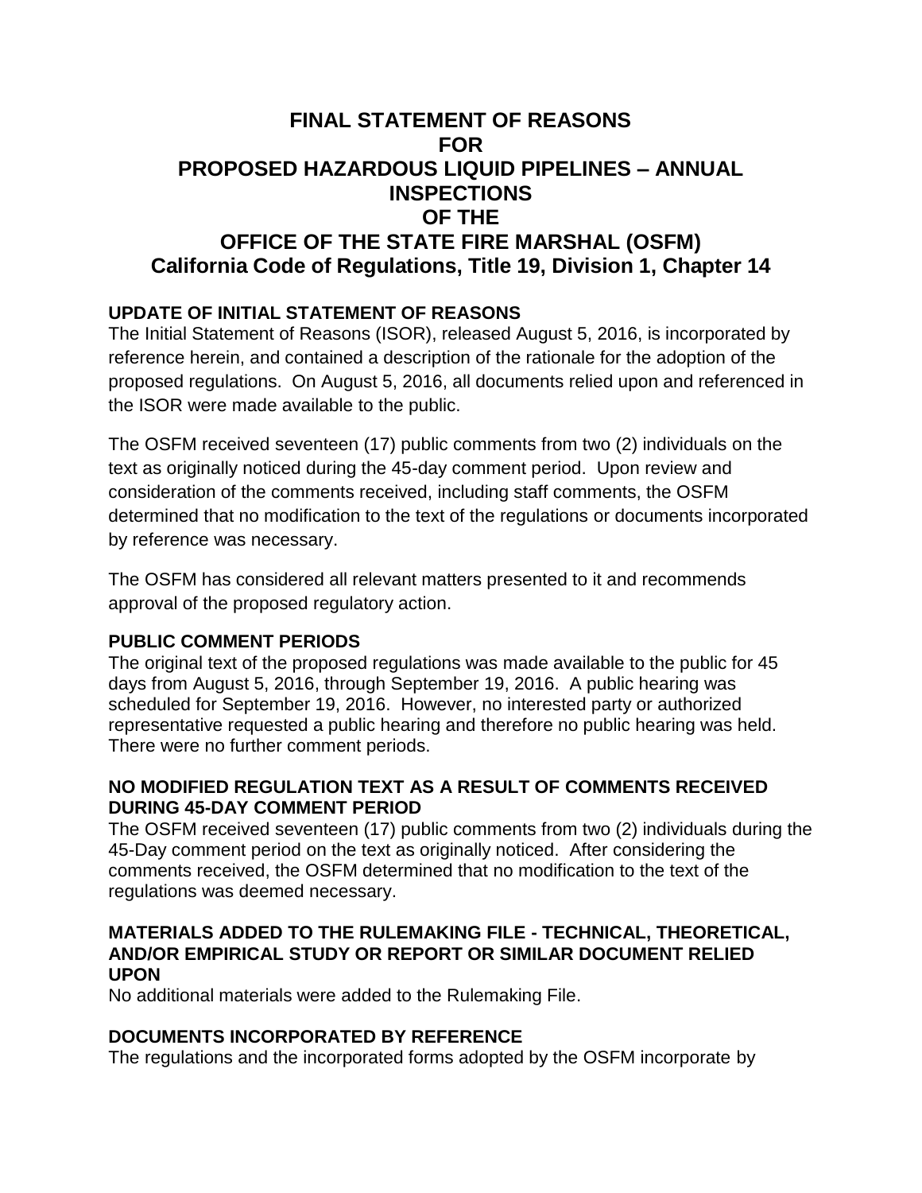# FINAL STATEMENT OF REASONS FOR PROPOSED HAZARDOUS LIQUID PIPELINES – ANNUAL INSPECTIONS OF THE OFFICE OF THE STATE FIRE MARSHAL (OSFM)

## California Code of Regulations, Title 19, Division 1, Chapter 14

### UPDATE OF INITIAL STATEMENT OF REASONS

The Initial Statement of Reasons (ISOR), released August 5, 2016, is incorporated by reference herein, and contained a description of the rationale for the adoption of the proposed regulations. On August 5, 2016, all documents relied upon and referenced in the ISOR were made available to the public.

The OSFM received seventeen (17) public comments from two (2) individuals on the text as originally noticed during the 45-day comment period. Upon review and consideration of the comments received, including staff comments, the OSFM determined that no modification to the text of the regulations or documents incorporated by reference was necessary.

The OSFM has considered all relevant matters presented to it and recommends approval of the proposed regulatory action.

### PUBLIC COMMENT PERIODS

The original text of the proposed regulations was made available to the public for 45 days from August 5, 2016, through September 19, 2016. A public hearing was scheduled for September 19, 2016. However, no interested party or authorized representative requested a public hearing and therefore no public hearing was held. There were no further comment periods.

### NO MODIFIED REGULATION TEXT AS A RESULT OF COMMENTS RECEIVED DURING 45-DAY COMMENT PERIOD

The OSFM received seventeen (17) public comments from two (2) individuals during the 45-Day comment period on the text as originally noticed. After considering the comments received, the OSFM determined that no modification to the text of the regulations was deemed necessary.

### MATERIALS ADDED TO THE RULEMAKING FILE - TECHNICAL, THEORETICAL, AND/OR EMPIRICAL STUDY OR REPORT OR SIMILAR DOCUMENT RELIED UPON

No additional materials were added to the Rulemaking File.

### DOCUMENTS INCORPORATED BY REFERENCE

The regulations and the incorporated forms adopted by the OSFM incorporate by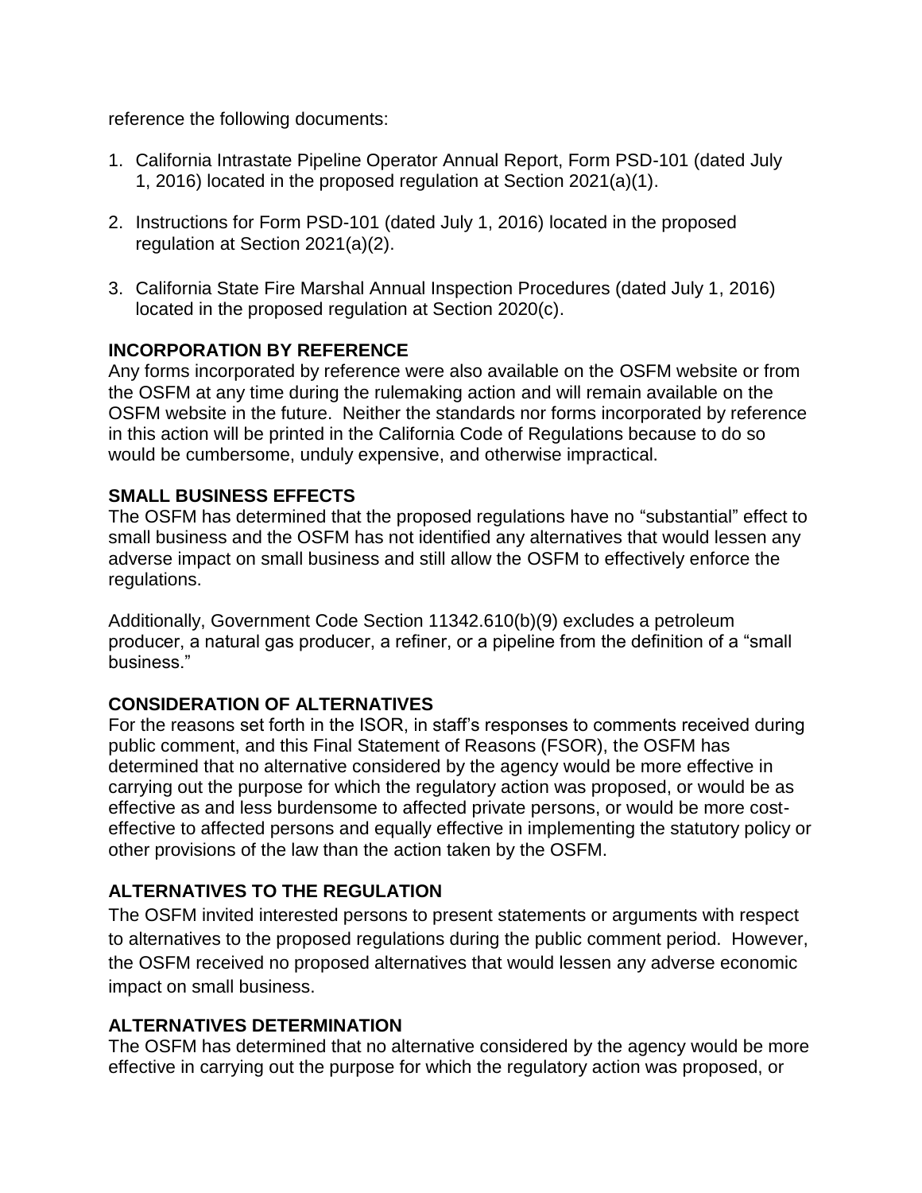reference the following documents:

1. California Intrastate Pipeline Operator Annual Report, Form PSD-101 (dated July 1, 2016) located in the proposed regulation at Section 2021(a)(1).

2. Instructions for Form PSD-101 (dated July 1, 2016) located in the proposed regulation at Section 2021(a)(2).

3. California State Fire Marshal Annual Inspection Procedures (dated July 1, 2016) located in the proposed regulation at Section 2020(c).

## INCORPORATION BY REFERENCE

Any forms incorporated by reference were also available on the OSFM website or from the OSFM at any time during the rulemaking action and will remain available on the OSFM website in the future. Neither the standards nor forms incorporated by reference in this action will be printed in the California Code of Regulations because to do so would be cumbersome, unduly expensive, and otherwise impractical.

## SMALL BUSINESS EFFECTS

The OSFM has determined that the proposed regulations have no "substantial" effect to small business and the OSFM has not identified any alternatives that would lessen any adverse impact on small business and still allow the OSFM to effectively enforce the regulations.

Additionally, Government Code Section 11342.610(b)(9) excludes a petroleum producer, a natural gas producer, a refiner, or a pipeline from the definition of a "small business."

## CONSIDERATION OF ALTERNATIVES

For the reasons set forth in the ISOR, in staff's responses to comments received during public comment, and this Final Statement of Reasons (FSOR), the OSFM has determined that no alternative considered by the agency would be more effective in carrying out the purpose for which the regulatory action was proposed, or would be as effective as and less burdensome to affected private persons, or would be more cost-effective to affected persons and equally effective in implementing the statutory policy or other provisions of the law than the action taken by the OSFM.

## ALTERNATIVES TO THE REGULATION

The OSFM invited interested persons to present statements or arguments with respect to alternatives to the proposed regulations during the public comment period. However, the OSFM received no proposed alternatives that would lessen any adverse economic impact on small business.

## ALTERNATIVES DETERMINATION

The OSFM has determined that no alternative considered by the agency would be more effective in carrying out the purpose for which the regulatory action was proposed, or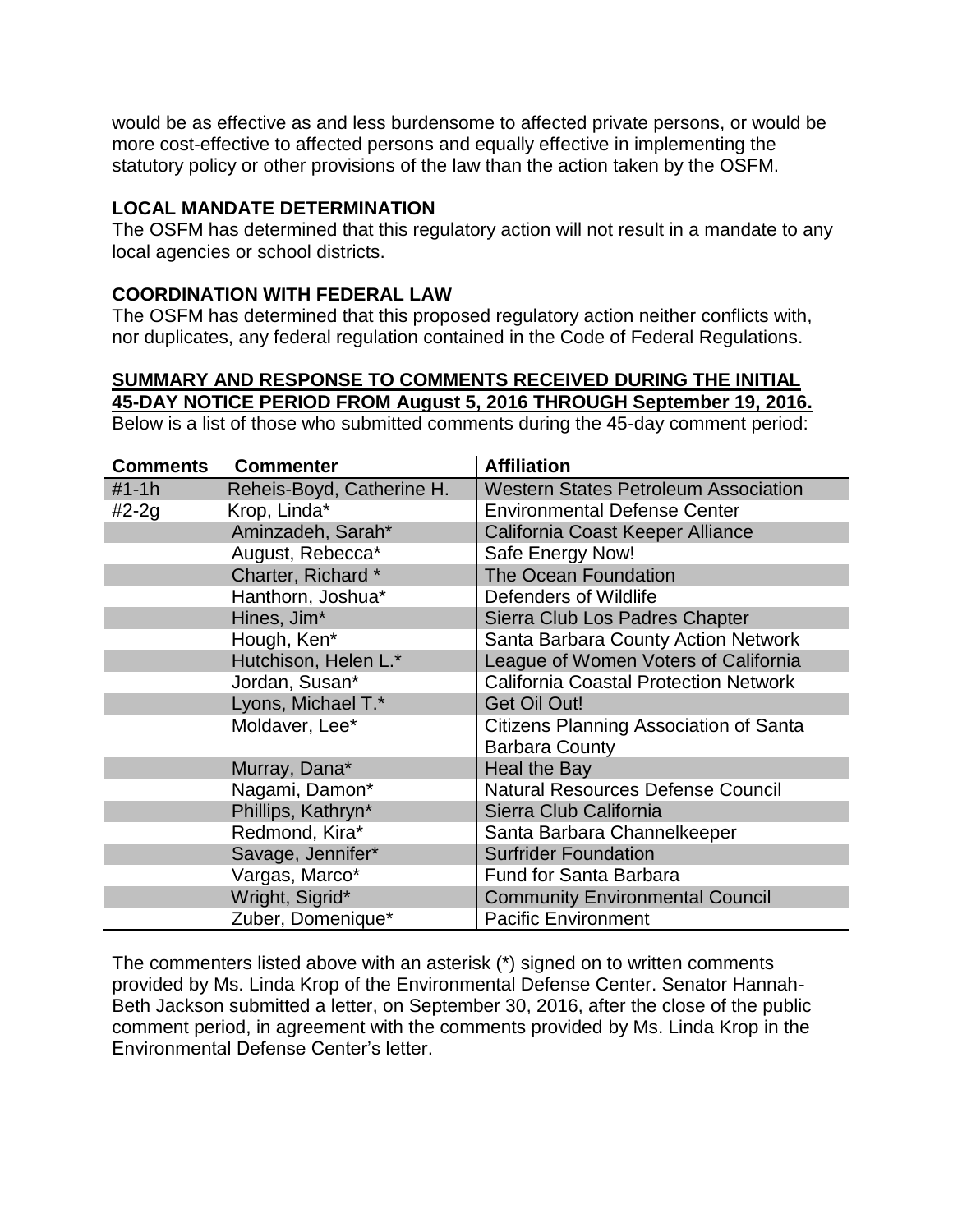would be as effective as and less burdensome to affected private persons, or would be more cost-effective to affected persons and equally effective in implementing the statutory policy or other provisions of the law than the action taken by the OSFM.

**LOCAL MANDATE DETERMINATION**

The OSFM has determined that this regulatory action will not result in a mandate to any local agencies or school districts.

**COORDINATION WITH FEDERAL LAW**

The OSFM has determined that this proposed regulatory action neither conflicts with, nor duplicates, any federal regulation contained in the Code of Federal Regulations.

**SUMMARY AND RESPONSE TO COMMENTS RECEIVED DURING THE INITIAL 45-DAY NOTICE PERIOD FROM August 5, 2016 THROUGH September 19, 2016.**

Below is a list of those who submitted comments during the 45-day comment period:

| Comments | Commenter | Affiliation |
|---|---|---|
| #1-1h | Reheis-Boyd, Catherine H. | Western States Petroleum Association |
| #2-2g | Krop, Linda* | Environmental Defense Center |
| | Aminzadeh, Sarah* | California Coast Keeper Alliance |
| | August, Rebecca* | Safe Energy Now! |
| | Charter, Richard * | The Ocean Foundation |
| | Hanthorn, Joshua* | Defenders of Wildlife |
| | Hines, Jim* | Sierra Club Los Padres Chapter |
| | Hough, Ken* | Santa Barbara County Action Network |
| | Hutchison, Helen L.* | League of Women Voters of California |
| | Jordan, Susan* | California Coastal Protection Network |
| | Lyons, Michael T.* | Get Oil Out! |
| | Moldaver, Lee* | Citizens Planning Association of Santa Barbara County |
| | Murray, Dana* | Heal the Bay |
| | Nagami, Damon* | Natural Resources Defense Council |
| | Phillips, Kathryn* | Sierra Club California |
| | Redmond, Kira* | Santa Barbara Channelkeeper |
| | Savage, Jennifer* | Surfrider Foundation |
| | Vargas, Marco* | Fund for Santa Barbara |
| | Wright, Sigrid* | Community Environmental Council |
| | Zuber, Domenique* | Pacific Environment |

The commenters listed above with an asterisk (*) signed on to written comments provided by Ms. Linda Krop of the Environmental Defense Center. Senator Hannah-Beth Jackson submitted a letter, on September 30, 2016, after the close of the public comment period, in agreement with the comments provided by Ms. Linda Krop in the Environmental Defense Center's letter.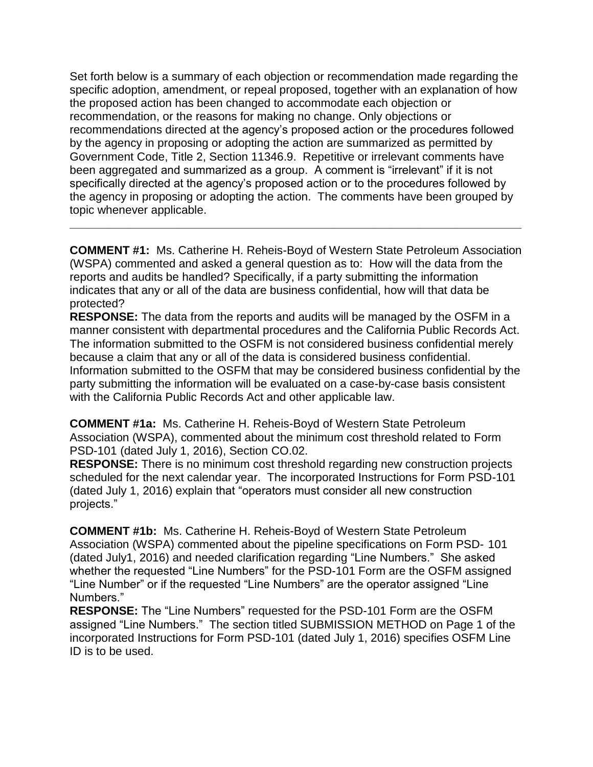Set forth below is a summary of each objection or recommendation made regarding the specific adoption, amendment, or repeal proposed, together with an explanation of how the proposed action has been changed to accommodate each objection or recommendation, or the reasons for making no change. Only objections or recommendations directed at the agency's proposed action or the procedures followed by the agency in proposing or adopting the action are summarized as permitted by Government Code, Title 2, Section 11346.9. Repetitive or irrelevant comments have been aggregated and summarized as a group. A comment is "irrelevant" if it is not specifically directed at the agency's proposed action or to the procedures followed by the agency in proposing or adopting the action. The comments have been grouped by topic whenever applicable.

---

**COMMENT #1:** Ms. Catherine H. Reheis-Boyd of Western State Petroleum Association (WSPA) commented and asked a general question as to: How will the data from the reports and audits be handled? Specifically, if a party submitting the information indicates that any or all of the data are business confidential, how will that data be protected?
**RESPONSE:** The data from the reports and audits will be managed by the OSFM in a manner consistent with departmental procedures and the California Public Records Act. The information submitted to the OSFM is not considered business confidential merely because a claim that any or all of the data is considered business confidential. Information submitted to the OSFM that may be considered business confidential by the party submitting the information will be evaluated on a case-by-case basis consistent with the California Public Records Act and other applicable law.

**COMMENT #1a:** Ms. Catherine H. Reheis-Boyd of Western State Petroleum Association (WSPA), commented about the minimum cost threshold related to Form PSD-101 (dated July 1, 2016), Section CO.02.
**RESPONSE:** There is no minimum cost threshold regarding new construction projects scheduled for the next calendar year. The incorporated Instructions for Form PSD-101 (dated July 1, 2016) explain that "operators must consider all new construction projects."

**COMMENT #1b:** Ms. Catherine H. Reheis-Boyd of Western State Petroleum Association (WSPA) commented about the pipeline specifications on Form PSD- 101 (dated July1, 2016) and needed clarification regarding "Line Numbers." She asked whether the requested "Line Numbers" for the PSD-101 Form are the OSFM assigned "Line Number" or if the requested "Line Numbers" are the operator assigned "Line Numbers."
**RESPONSE:** The "Line Numbers" requested for the PSD-101 Form are the OSFM assigned "Line Numbers." The section titled SUBMISSION METHOD on Page 1 of the incorporated Instructions for Form PSD-101 (dated July 1, 2016) specifies OSFM Line ID is to be used.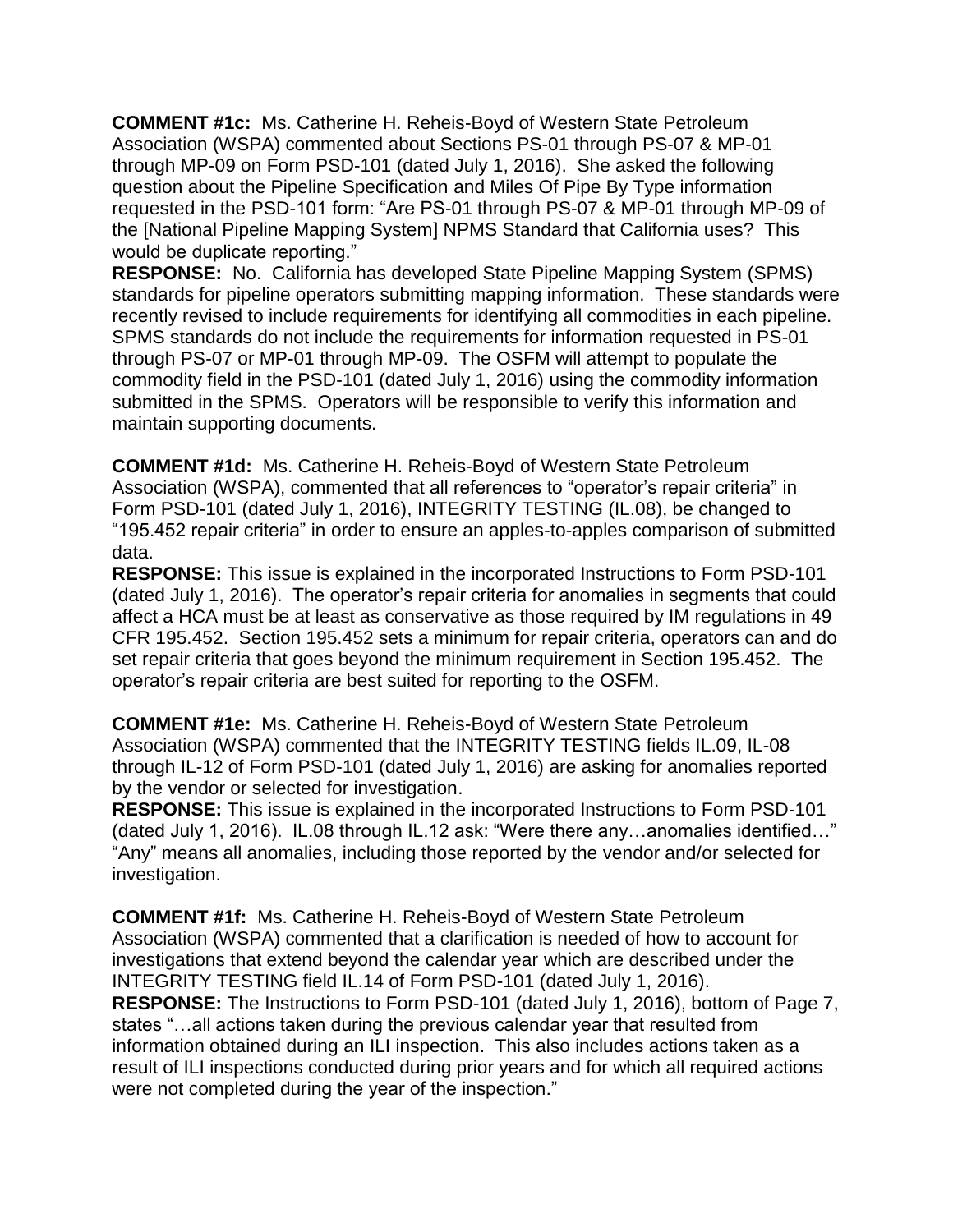**COMMENT #1c:** Ms. Catherine H. Reheis-Boyd of Western State Petroleum Association (WSPA) commented about Sections PS-01 through PS-07 & MP-01 through MP-09 on Form PSD-101 (dated July 1, 2016). She asked the following question about the Pipeline Specification and Miles Of Pipe By Type information requested in the PSD-101 form: "Are PS-01 through PS-07 & MP-01 through MP-09 of the [National Pipeline Mapping System] NPMS Standard that California uses? This would be duplicate reporting."

**RESPONSE:** No. California has developed State Pipeline Mapping System (SPMS) standards for pipeline operators submitting mapping information. These standards were recently revised to include requirements for identifying all commodities in each pipeline. SPMS standards do not include the requirements for information requested in PS-01 through PS-07 or MP-01 through MP-09. The OSFM will attempt to populate the commodity field in the PSD-101 (dated July 1, 2016) using the commodity information submitted in the SPMS. Operators will be responsible to verify this information and maintain supporting documents.

**COMMENT #1d:** Ms. Catherine H. Reheis-Boyd of Western State Petroleum Association (WSPA), commented that all references to "operator's repair criteria" in Form PSD-101 (dated July 1, 2016), INTEGRITY TESTING (IL.08), be changed to "195.452 repair criteria" in order to ensure an apples-to-apples comparison of submitted data.

**RESPONSE:** This issue is explained in the incorporated Instructions to Form PSD-101 (dated July 1, 2016). The operator's repair criteria for anomalies in segments that could affect a HCA must be at least as conservative as those required by IM regulations in 49 CFR 195.452. Section 195.452 sets a minimum for repair criteria, operators can and do set repair criteria that goes beyond the minimum requirement in Section 195.452. The operator's repair criteria are best suited for reporting to the OSFM.

**COMMENT #1e:** Ms. Catherine H. Reheis-Boyd of Western State Petroleum Association (WSPA) commented that the INTEGRITY TESTING fields IL.09, IL-08 through IL-12 of Form PSD-101 (dated July 1, 2016) are asking for anomalies reported by the vendor or selected for investigation.

**RESPONSE:** This issue is explained in the incorporated Instructions to Form PSD-101 (dated July 1, 2016). IL.08 through IL.12 ask: "Were there any…anomalies identified…" "Any" means all anomalies, including those reported by the vendor and/or selected for investigation.

**COMMENT #1f:** Ms. Catherine H. Reheis-Boyd of Western State Petroleum Association (WSPA) commented that a clarification is needed of how to account for investigations that extend beyond the calendar year which are described under the INTEGRITY TESTING field IL.14 of Form PSD-101 (dated July 1, 2016).

**RESPONSE:** The Instructions to Form PSD-101 (dated July 1, 2016), bottom of Page 7, states "…all actions taken during the previous calendar year that resulted from information obtained during an ILI inspection. This also includes actions taken as a result of ILI inspections conducted during prior years and for which all required actions were not completed during the year of the inspection."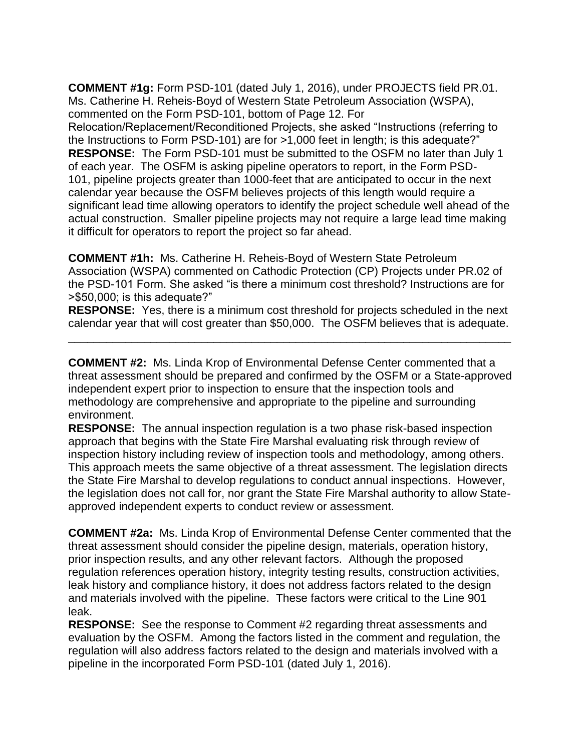**COMMENT #1g:** Form PSD-101 (dated July 1, 2016), under PROJECTS field PR.01. Ms. Catherine H. Reheis-Boyd of Western State Petroleum Association (WSPA), commented on the Form PSD-101, bottom of Page 12. For Relocation/Replacement/Reconditioned Projects, she asked "Instructions (referring to the Instructions to Form PSD-101) are for >1,000 feet in length; is this adequate?"
**RESPONSE:** The Form PSD-101 must be submitted to the OSFM no later than July 1 of each year. The OSFM is asking pipeline operators to report, in the Form PSD-101, pipeline projects greater than 1000-feet that are anticipated to occur in the next calendar year because the OSFM believes projects of this length would require a significant lead time allowing operators to identify the project schedule well ahead of the actual construction. Smaller pipeline projects may not require a large lead time making it difficult for operators to report the project so far ahead.

**COMMENT #1h:** Ms. Catherine H. Reheis-Boyd of Western State Petroleum Association (WSPA) commented on Cathodic Protection (CP) Projects under PR.02 of the PSD-101 Form. She asked "is there a minimum cost threshold? Instructions are for >$50,000; is this adequate?"
**RESPONSE:** Yes, there is a minimum cost threshold for projects scheduled in the next calendar year that will cost greater than $50,000. The OSFM believes that is adequate.

---

**COMMENT #2:** Ms. Linda Krop of Environmental Defense Center commented that a threat assessment should be prepared and confirmed by the OSFM or a State-approved independent expert prior to inspection to ensure that the inspection tools and methodology are comprehensive and appropriate to the pipeline and surrounding environment.
**RESPONSE:** The annual inspection regulation is a two phase risk-based inspection approach that begins with the State Fire Marshal evaluating risk through review of inspection history including review of inspection tools and methodology, among others. This approach meets the same objective of a threat assessment. The legislation directs the State Fire Marshal to develop regulations to conduct annual inspections. However, the legislation does not call for, nor grant the State Fire Marshal authority to allow State-approved independent experts to conduct review or assessment.

**COMMENT #2a:** Ms. Linda Krop of Environmental Defense Center commented that the threat assessment should consider the pipeline design, materials, operation history, prior inspection results, and any other relevant factors. Although the proposed regulation references operation history, integrity testing results, construction activities, leak history and compliance history, it does not address factors related to the design and materials involved with the pipeline. These factors were critical to the Line 901 leak.
**RESPONSE:** See the response to Comment #2 regarding threat assessments and evaluation by the OSFM. Among the factors listed in the comment and regulation, the regulation will also address factors related to the design and materials involved with a pipeline in the incorporated Form PSD-101 (dated July 1, 2016).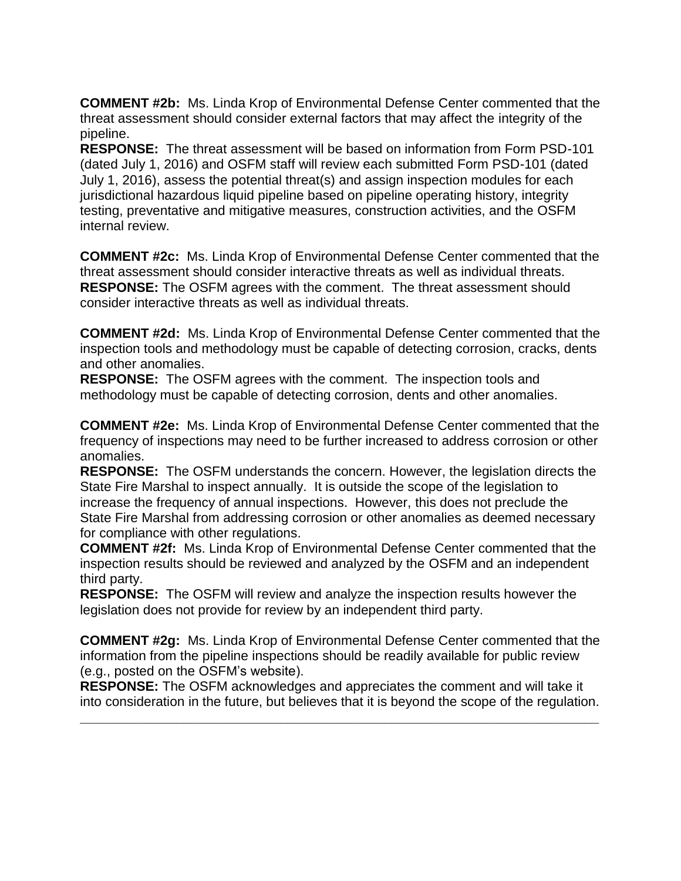**COMMENT #2b:** Ms. Linda Krop of Environmental Defense Center commented that the threat assessment should consider external factors that may affect the integrity of the pipeline.
**RESPONSE:** The threat assessment will be based on information from Form PSD-101 (dated July 1, 2016) and OSFM staff will review each submitted Form PSD-101 (dated July 1, 2016), assess the potential threat(s) and assign inspection modules for each jurisdictional hazardous liquid pipeline based on pipeline operating history, integrity testing, preventative and mitigative measures, construction activities, and the OSFM internal review.

**COMMENT #2c:** Ms. Linda Krop of Environmental Defense Center commented that the threat assessment should consider interactive threats as well as individual threats.
**RESPONSE:** The OSFM agrees with the comment. The threat assessment should consider interactive threats as well as individual threats.

**COMMENT #2d:** Ms. Linda Krop of Environmental Defense Center commented that the inspection tools and methodology must be capable of detecting corrosion, cracks, dents and other anomalies.
**RESPONSE:** The OSFM agrees with the comment. The inspection tools and methodology must be capable of detecting corrosion, dents and other anomalies.

**COMMENT #2e:** Ms. Linda Krop of Environmental Defense Center commented that the frequency of inspections may need to be further increased to address corrosion or other anomalies.
**RESPONSE:** The OSFM understands the concern. However, the legislation directs the State Fire Marshal to inspect annually. It is outside the scope of the legislation to increase the frequency of annual inspections. However, this does not preclude the State Fire Marshal from addressing corrosion or other anomalies as deemed necessary for compliance with other regulations.
**COMMENT #2f:** Ms. Linda Krop of Environmental Defense Center commented that the inspection results should be reviewed and analyzed by the OSFM and an independent third party.
**RESPONSE:** The OSFM will review and analyze the inspection results however the legislation does not provide for review by an independent third party.

**COMMENT #2g:** Ms. Linda Krop of Environmental Defense Center commented that the information from the pipeline inspections should be readily available for public review (e.g., posted on the OSFM's website).
**RESPONSE:** The OSFM acknowledges and appreciates the comment and will take it into consideration in the future, but believes that it is beyond the scope of the regulation.

---